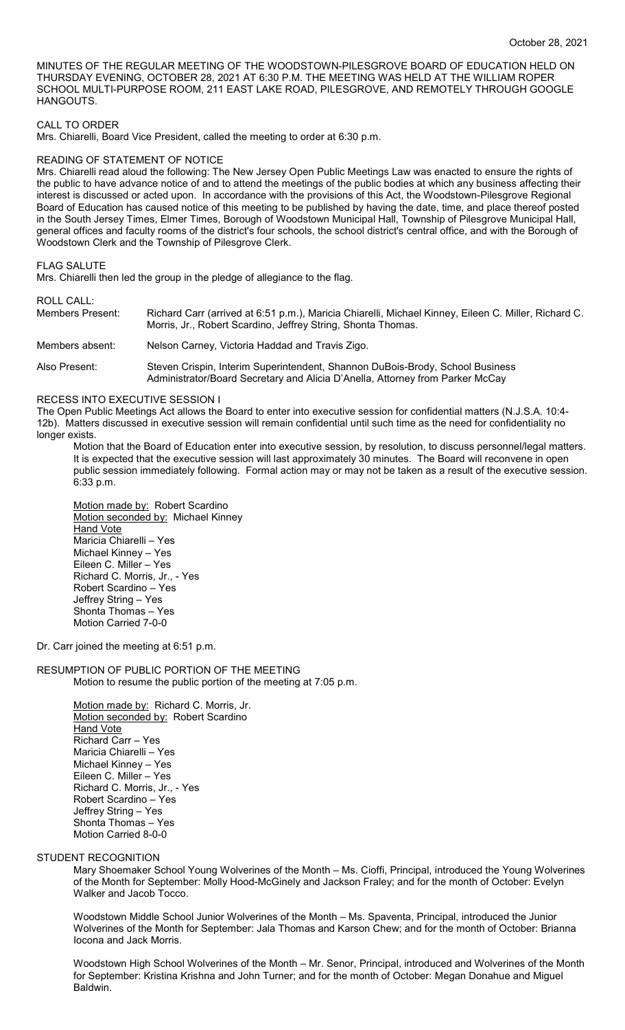MINUTES OF THE REGULAR MEETING OF THE WOODSTOWN-PILESGROVE BOARD OF EDUCATION HELD ON THURSDAY EVENING, OCTOBER 28, 2021 AT 6:30 P.M. THE MEETING WAS HELD AT THE WILLIAM ROPER SCHOOL MULTI-PURPOSE ROOM, 211 EAST LAKE ROAD, PILESGROVE, AND REMOTELY THROUGH GOOGLE HANGOUTS.

CALL TO ORDER

Mrs. Chiarelli, Board Vice President, called the meeting to order at 6:30 p.m.

READING OF STATEMENT OF NOTICE

Mrs. Chiarelli read aloud the following: The New Jersey Open Public Meetings Law was enacted to ensure the rights of the public to have advance notice of and to attend the meetings of the public bodies at which any business affecting their interest is discussed or acted upon. In accordance with the provisions of this Act, the Woodstown-Pilesgrove Regional Board of Education has caused notice of this meeting to be published by having the date, time, and place thereof posted in the South Jersey Times, Elmer Times, Borough of Woodstown Municipal Hall, Township of Pilesgrove Municipal Hall, general offices and faculty rooms of the district's four schools, the school district's central office, and with the Borough of Woodstown Clerk and the Township of Pilesgrove Clerk.

FLAG SALUTE

Mrs. Chiarelli then led the group in the pledge of allegiance to the flag.

ROLL CALL:

Members Present: Richard Carr (arrived at 6:51 p.m.), Maricia Chiarelli, Michael Kinney, Eileen C. Miller, Richard C. Morris, Jr., Robert Scardino, Jeffrey String, Shonta Thomas.

Members absent: Nelson Carney, Victoria Haddad and Travis Zigo.

Also Present: Steven Crispin, Interim Superintendent, Shannon DuBois-Brody, School Business Administrator/Board Secretary and Alicia D'Anella, Attorney from Parker McCay

RECESS INTO EXECUTIVE SESSION I

The Open Public Meetings Act allows the Board to enter into executive session for confidential matters (N.J.S.A. 10:4-12b). Matters discussed in executive session will remain confidential until such time as the need for confidentiality no longer exists.

Motion that the Board of Education enter into executive session, by resolution, to discuss personnel/legal matters. It is expected that the executive session will last approximately 30 minutes. The Board will reconvene in open public session immediately following. Formal action may or may not be taken as a result of the executive session. 6:33 p.m.

Motion made by: Robert Scardino
Motion seconded by: Michael Kinney
Hand Vote
Maricia Chiarelli – Yes
Michael Kinney – Yes
Eileen C. Miller – Yes
Richard C. Morris, Jr., - Yes
Robert Scardino – Yes
Jeffrey String – Yes
Shonta Thomas – Yes
Motion Carried 7-0-0

Dr. Carr joined the meeting at 6:51 p.m.

RESUMPTION OF PUBLIC PORTION OF THE MEETING

Motion to resume the public portion of the meeting at 7:05 p.m.

Motion made by: Richard C. Morris, Jr.
Motion seconded by: Robert Scardino
Hand Vote
Richard Carr – Yes
Maricia Chiarelli – Yes
Michael Kinney – Yes
Eileen C. Miller – Yes
Richard C. Morris, Jr., - Yes
Robert Scardino – Yes
Jeffrey String – Yes
Shonta Thomas – Yes
Motion Carried 8-0-0

STUDENT RECOGNITION

Mary Shoemaker School Young Wolverines of the Month – Ms. Cioffi, Principal, introduced the Young Wolverines of the Month for September: Molly Hood-McGinely and Jackson Fraley; and for the month of October: Evelyn Walker and Jacob Tocco.

Woodstown Middle School Junior Wolverines of the Month – Ms. Spaventa, Principal, introduced the Junior Wolverines of the Month for September: Jala Thomas and Karson Chew; and for the month of October: Brianna Iocona and Jack Morris.

Woodstown High School Wolverines of the Month – Mr. Senor, Principal, introduced and Wolverines of the Month for September: Kristina Krishna and John Turner; and for the month of October: Megan Donahue and Miguel Baldwin.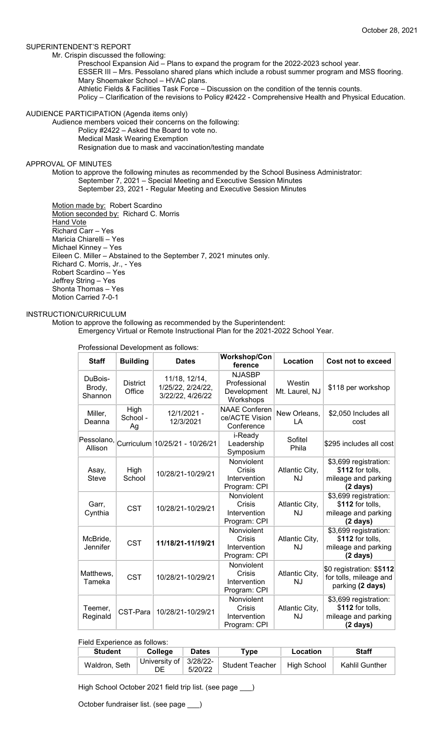October 28, 2021

## SUPERINTENDENT'S REPORT

Mr. Crispin discussed the following:

Preschool Expansion Aid – Plans to expand the program for the 2022-2023 school year.
ESSER III – Mrs. Pessolano shared plans which include a robust summer program and MSS flooring.
Mary Shoemaker School – HVAC plans.
Athletic Fields & Facilities Task Force – Discussion on the condition of the tennis counts.
Policy – Clarification of the revisions to Policy #2422 - Comprehensive Health and Physical Education.

## AUDIENCE PARTICIPATION (Agenda items only)

Audience members voiced their concerns on the following:

Policy #2422 – Asked the Board to vote no.
Medical Mask Wearing Exemption
Resignation due to mask and vaccination/testing mandate

## APPROVAL OF MINUTES

Motion to approve the following minutes as recommended by the School Business Administrator:

September 7, 2021 – Special Meeting and Executive Session Minutes
September 23, 2021 - Regular Meeting and Executive Session Minutes

Motion made by: Robert Scardino
Motion seconded by: Richard C. Morris
Hand Vote
Richard Carr – Yes
Maricia Chiarelli – Yes
Michael Kinney – Yes
Eileen C. Miller – Abstained to the September 7, 2021 minutes only.
Richard C. Morris, Jr., - Yes
Robert Scardino – Yes
Jeffrey String – Yes
Shonta Thomas – Yes
Motion Carried 7-0-1

## INSTRUCTION/CURRICULUM

Motion to approve the following as recommended by the Superintendent:

Emergency Virtual or Remote Instructional Plan for the 2021-2022 School Year.

Professional Development as follows:

| Staff | Building | Dates | Workshop/Conference | Location | Cost not to exceed |
|---|---|---|---|---|---|
| DuBois-Brody, Shannon | District Office | 11/18, 12/14, 1/25/22, 2/24/22, 3/22/22, 4/26/22 | NJASBP Professional Development Workshops | Westin Mt. Laurel, NJ | $118 per workshop |
| Miller, Deanna | High School - Ag | 12/1/2021 - 12/3/2021 | NAAE Conference/ACTE Vision Conference | New Orleans, LA | $2,050 Includes all cost |
| Pessolano, Allison | Curriculum | 10/25/21 - 10/26/21 | i-Ready Leadership Symposium | Sofitel Phila | $295 includes all cost |
| Asay, Steve | High School | 10/28/21-10/29/21 | Nonviolent Crisis Intervention Program: CPI | Atlantic City, NJ | $3,699 registration: $**112** for tolls, mileage and parking **(2 days)** |
| Garr, Cynthia | CST | 10/28/21-10/29/21 | Nonviolent Crisis Intervention Program: CPI | Atlantic City, NJ | $3,699 registration: $**112** for tolls, mileage and parking **(2 days)** |
| McBride, Jennifer | CST | **11/18/21-11/19/21** | Nonviolent Crisis Intervention Program: CPI | Atlantic City, NJ | $3,699 registration: $**112** for tolls, mileage and parking **(2 days)** |
| Matthews, Tameka | CST | 10/28/21-10/29/21 | Nonviolent Crisis Intervention Program: CPI | Atlantic City, NJ | $0 registration: $$**112** for tolls, mileage and parking **(2 days)** |
| Teemer, Reginald | CST-Para | 10/28/21-10/29/21 | Nonviolent Crisis Intervention Program: CPI | Atlantic City, NJ | $3,699 registration: $**112** for tolls, mileage and parking **(2 days)** |

Field Experience as follows:

| Student | College | Dates | Type | Location | Staff |
|---|---|---|---|---|---|
| Waldron, Seth | University of DE | 3/28/22-5/20/22 | Student Teacher | High School | Kahlil Gunther |

High School October 2021 field trip list. (see page ___)

October fundraiser list. (see page ___)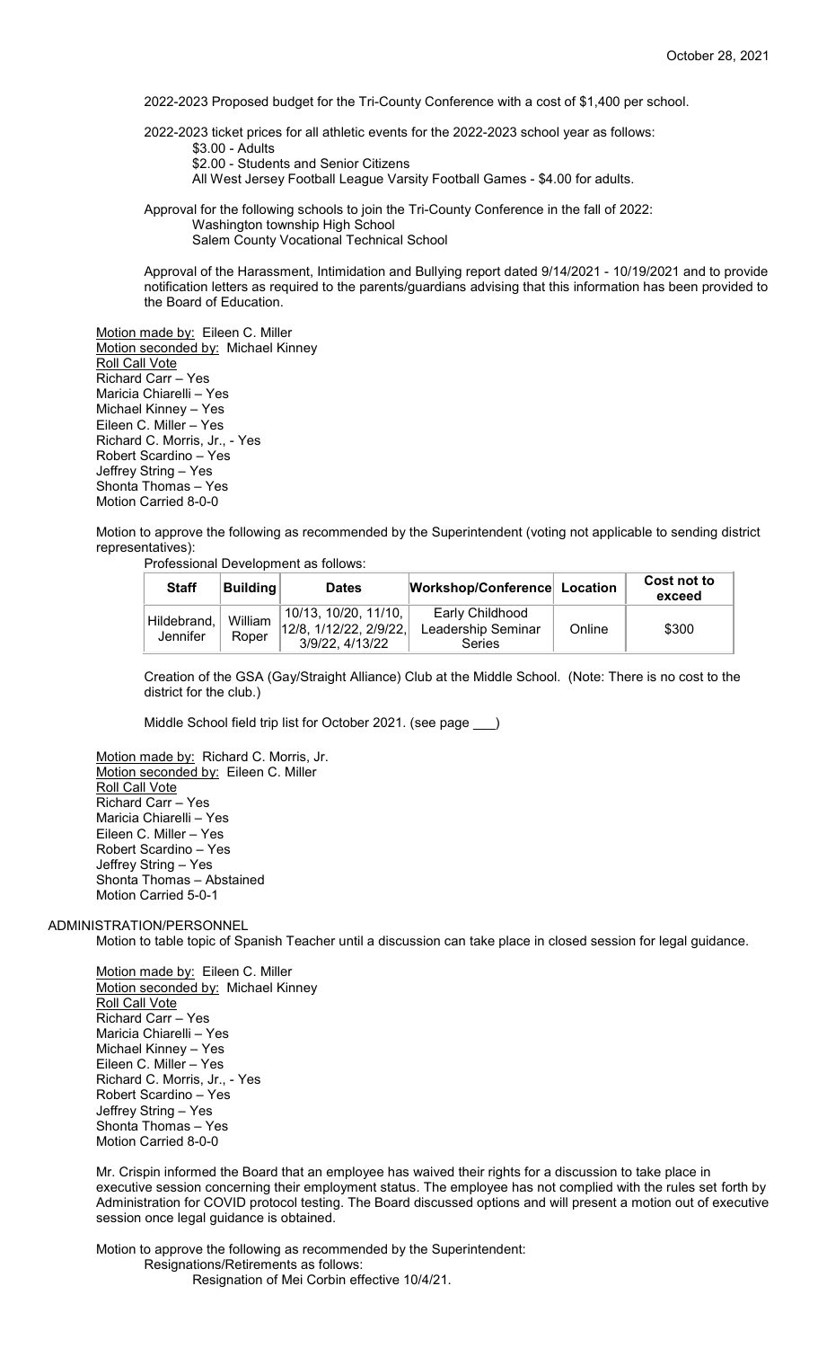2022-2023 Proposed budget for the Tri-County Conference with a cost of $1,400 per school.

2022-2023 ticket prices for all athletic events for the 2022-2023 school year as follows:

- $3.00 - Adults
- $2.00 - Students and Senior Citizens
- All West Jersey Football League Varsity Football Games - $4.00 for adults.

Approval for the following schools to join the Tri-County Conference in the fall of 2022:

- Washington township High School
- Salem County Vocational Technical School

Approval of the Harassment, Intimidation and Bullying report dated 9/14/2021 - 10/19/2021 and to provide notification letters as required to the parents/guardians advising that this information has been provided to the Board of Education.

<u>Motion made by:</u> Eileen C. Miller
<u>Motion seconded by:</u> Michael Kinney
<u>Roll Call Vote</u>
Richard Carr – Yes
Maricia Chiarelli – Yes
Michael Kinney – Yes
Eileen C. Miller – Yes
Richard C. Morris, Jr., - Yes
Robert Scardino – Yes
Jeffrey String – Yes
Shonta Thomas – Yes
Motion Carried 8-0-0

Motion to approve the following as recommended by the Superintendent (voting not applicable to sending district representatives):

Professional Development as follows:

| Staff | Building | Dates | Workshop/Conference | Location | Cost not to exceed |
|---|---|---|---|---|---|
| Hildebrand, Jennifer | William Roper | 10/13, 10/20, 11/10, 12/8, 1/12/22, 2/9/22, 3/9/22, 4/13/22 | Early Childhood Leadership Seminar Series | Online | $300 |

Creation of the GSA (Gay/Straight Alliance) Club at the Middle School. (Note: There is no cost to the district for the club.)

Middle School field trip list for October 2021. (see page ___)

<u>Motion made by:</u> Richard C. Morris, Jr.
<u>Motion seconded by:</u> Eileen C. Miller
<u>Roll Call Vote</u>
Richard Carr – Yes
Maricia Chiarelli – Yes
Eileen C. Miller – Yes
Robert Scardino – Yes
Jeffrey String – Yes
Shonta Thomas – Abstained
Motion Carried 5-0-1

ADMINISTRATION/PERSONNEL

Motion to table topic of Spanish Teacher until a discussion can take place in closed session for legal guidance.

<u>Motion made by:</u> Eileen C. Miller
<u>Motion seconded by:</u> Michael Kinney
<u>Roll Call Vote</u>
Richard Carr – Yes
Maricia Chiarelli – Yes
Michael Kinney – Yes
Eileen C. Miller – Yes
Richard C. Morris, Jr., - Yes
Robert Scardino – Yes
Jeffrey String – Yes
Shonta Thomas – Yes
Motion Carried 8-0-0

Mr. Crispin informed the Board that an employee has waived their rights for a discussion to take place in executive session concerning their employment status. The employee has not complied with the rules set forth by Administration for COVID protocol testing. The Board discussed options and will present a motion out of executive session once legal guidance is obtained.

Motion to approve the following as recommended by the Superintendent:

Resignations/Retirements as follows:

Resignation of Mei Corbin effective 10/4/21.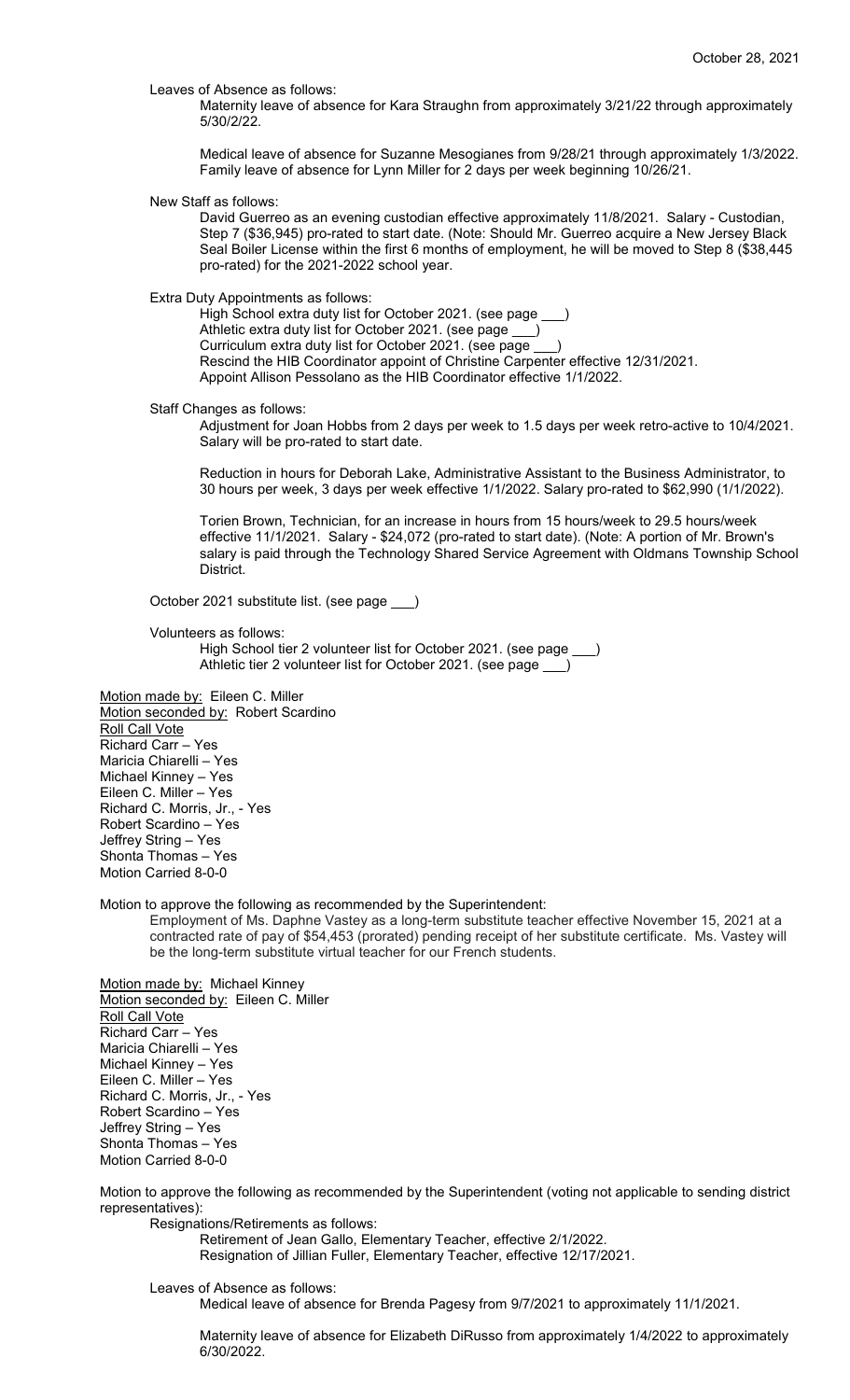Leaves of Absence as follows:

Maternity leave of absence for Kara Straughn from approximately 3/21/22 through approximately 5/30/2/22.

Medical leave of absence for Suzanne Mesogianes from 9/28/21 through approximately 1/3/2022.
Family leave of absence for Lynn Miller for 2 days per week beginning 10/26/21.

New Staff as follows:

David Guerreo as an evening custodian effective approximately 11/8/2021. Salary - Custodian, Step 7 ($36,945) pro-rated to start date. (Note: Should Mr. Guerreo acquire a New Jersey Black Seal Boiler License within the first 6 months of employment, he will be moved to Step 8 ($38,445 pro-rated) for the 2021-2022 school year.

Extra Duty Appointments as follows:

High School extra duty list for October 2021. (see page ___)
Athletic extra duty list for October 2021. (see page ___)
Curriculum extra duty list for October 2021. (see page ___)
Rescind the HIB Coordinator appoint of Christine Carpenter effective 12/31/2021.
Appoint Allison Pessolano as the HIB Coordinator effective 1/1/2022.

Staff Changes as follows:

Adjustment for Joan Hobbs from 2 days per week to 1.5 days per week retro-active to 10/4/2021. Salary will be pro-rated to start date.

Reduction in hours for Deborah Lake, Administrative Assistant to the Business Administrator, to 30 hours per week, 3 days per week effective 1/1/2022. Salary pro-rated to $62,990 (1/1/2022).

Torien Brown, Technician, for an increase in hours from 15 hours/week to 29.5 hours/week effective 11/1/2021. Salary - $24,072 (pro-rated to start date). (Note: A portion of Mr. Brown's salary is paid through the Technology Shared Service Agreement with Oldmans Township School District.

October 2021 substitute list. (see page ___)

Volunteers as follows:

High School tier 2 volunteer list for October 2021. (see page ___)
Athletic tier 2 volunteer list for October 2021. (see page ___)

Motion made by: Eileen C. Miller
Motion seconded by: Robert Scardino
Roll Call Vote
Richard Carr – Yes
Maricia Chiarelli – Yes
Michael Kinney – Yes
Eileen C. Miller – Yes
Richard C. Morris, Jr., - Yes
Robert Scardino – Yes
Jeffrey String – Yes
Shonta Thomas – Yes
Motion Carried 8-0-0

Motion to approve the following as recommended by the Superintendent:

Employment of Ms. Daphne Vastey as a long-term substitute teacher effective November 15, 2021 at a contracted rate of pay of $54,453 (prorated) pending receipt of her substitute certificate. Ms. Vastey will be the long-term substitute virtual teacher for our French students.

Motion made by: Michael Kinney
Motion seconded by: Eileen C. Miller
Roll Call Vote
Richard Carr – Yes
Maricia Chiarelli – Yes
Michael Kinney – Yes
Eileen C. Miller – Yes
Richard C. Morris, Jr., - Yes
Robert Scardino – Yes
Jeffrey String – Yes
Shonta Thomas – Yes
Motion Carried 8-0-0

Motion to approve the following as recommended by the Superintendent (voting not applicable to sending district representatives):

Resignations/Retirements as follows:

Retirement of Jean Gallo, Elementary Teacher, effective 2/1/2022.
Resignation of Jillian Fuller, Elementary Teacher, effective 12/17/2021.

Leaves of Absence as follows:

Medical leave of absence for Brenda Pagesy from 9/7/2021 to approximately 11/1/2021.

Maternity leave of absence for Elizabeth DiRusso from approximately 1/4/2022 to approximately 6/30/2022.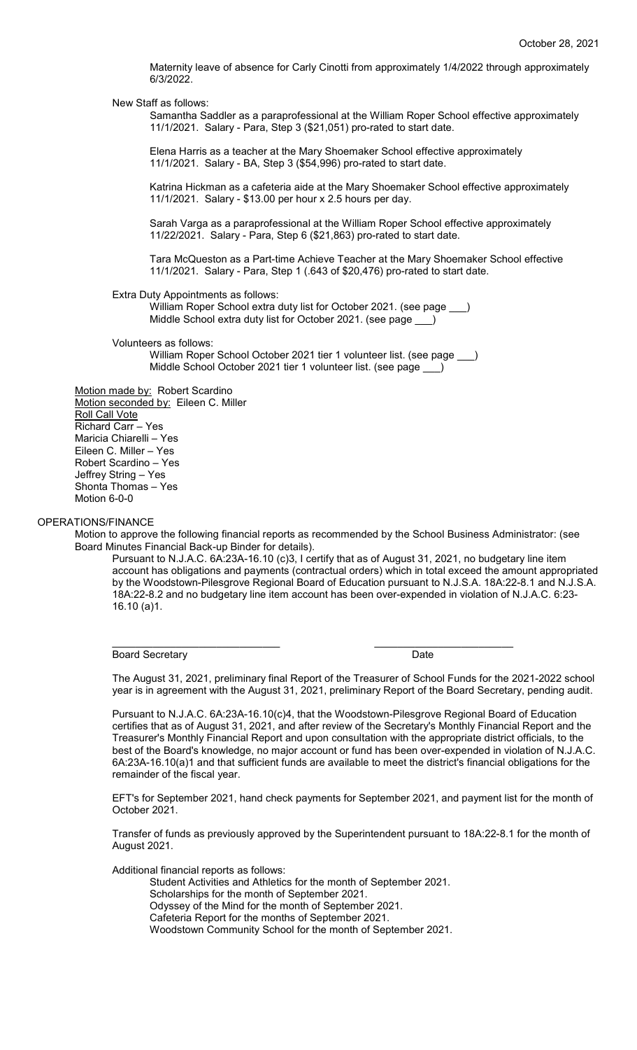Maternity leave of absence for Carly Cinotti from approximately 1/4/2022 through approximately 6/3/2022.

New Staff as follows:

Samantha Saddler as a paraprofessional at the William Roper School effective approximately 11/1/2021. Salary - Para, Step 3 ($21,051) pro-rated to start date.

Elena Harris as a teacher at the Mary Shoemaker School effective approximately 11/1/2021. Salary - BA, Step 3 ($54,996) pro-rated to start date.

Katrina Hickman as a cafeteria aide at the Mary Shoemaker School effective approximately 11/1/2021. Salary - $13.00 per hour x 2.5 hours per day.

Sarah Varga as a paraprofessional at the William Roper School effective approximately 11/22/2021. Salary - Para, Step 6 ($21,863) pro-rated to start date.

Tara McQueston as a Part-time Achieve Teacher at the Mary Shoemaker School effective 11/1/2021. Salary - Para, Step 1 (.643 of $20,476) pro-rated to start date.

Extra Duty Appointments as follows:

William Roper School extra duty list for October 2021. (see page ___)
Middle School extra duty list for October 2021. (see page ___)

Volunteers as follows:

William Roper School October 2021 tier 1 volunteer list. (see page ___)
Middle School October 2021 tier 1 volunteer list. (see page ___)

Motion made by: Robert Scardino
Motion seconded by: Eileen C. Miller
Roll Call Vote
Richard Carr – Yes
Maricia Chiarelli – Yes
Eileen C. Miller – Yes
Robert Scardino – Yes
Jeffrey String – Yes
Shonta Thomas – Yes
Motion 6-0-0

OPERATIONS/FINANCE

Motion to approve the following financial reports as recommended by the School Business Administrator: (see Board Minutes Financial Back-up Binder for details).

Pursuant to N.J.A.C. 6A:23A-16.10 (c)3, I certify that as of August 31, 2021, no budgetary line item account has obligations and payments (contractual orders) which in total exceed the amount appropriated by the Woodstown-Pilesgrove Regional Board of Education pursuant to N.J.S.A. 18A:22-8.1 and N.J.S.A. 18A:22-8.2 and no budgetary line item account has been over-expended in violation of N.J.A.C. 6:23-16.10 (a)1.

_____________________________ &nbsp;&nbsp;&nbsp;&nbsp; ________________________
Board Secretary &nbsp;&nbsp;&nbsp;&nbsp; Date

The August 31, 2021, preliminary final Report of the Treasurer of School Funds for the 2021-2022 school year is in agreement with the August 31, 2021, preliminary Report of the Board Secretary, pending audit.

Pursuant to N.J.A.C. 6A:23A-16.10(c)4, that the Woodstown-Pilesgrove Regional Board of Education certifies that as of August 31, 2021, and after review of the Secretary's Monthly Financial Report and the Treasurer's Monthly Financial Report and upon consultation with the appropriate district officials, to the best of the Board's knowledge, no major account or fund has been over-expended in violation of N.J.A.C. 6A:23A-16.10(a)1 and that sufficient funds are available to meet the district's financial obligations for the remainder of the fiscal year.

EFT's for September 2021, hand check payments for September 2021, and payment list for the month of October 2021.

Transfer of funds as previously approved by the Superintendent pursuant to 18A:22-8.1 for the month of August 2021.

Additional financial reports as follows:

Student Activities and Athletics for the month of September 2021.
Scholarships for the month of September 2021.
Odyssey of the Mind for the month of September 2021.
Cafeteria Report for the months of September 2021.
Woodstown Community School for the month of September 2021.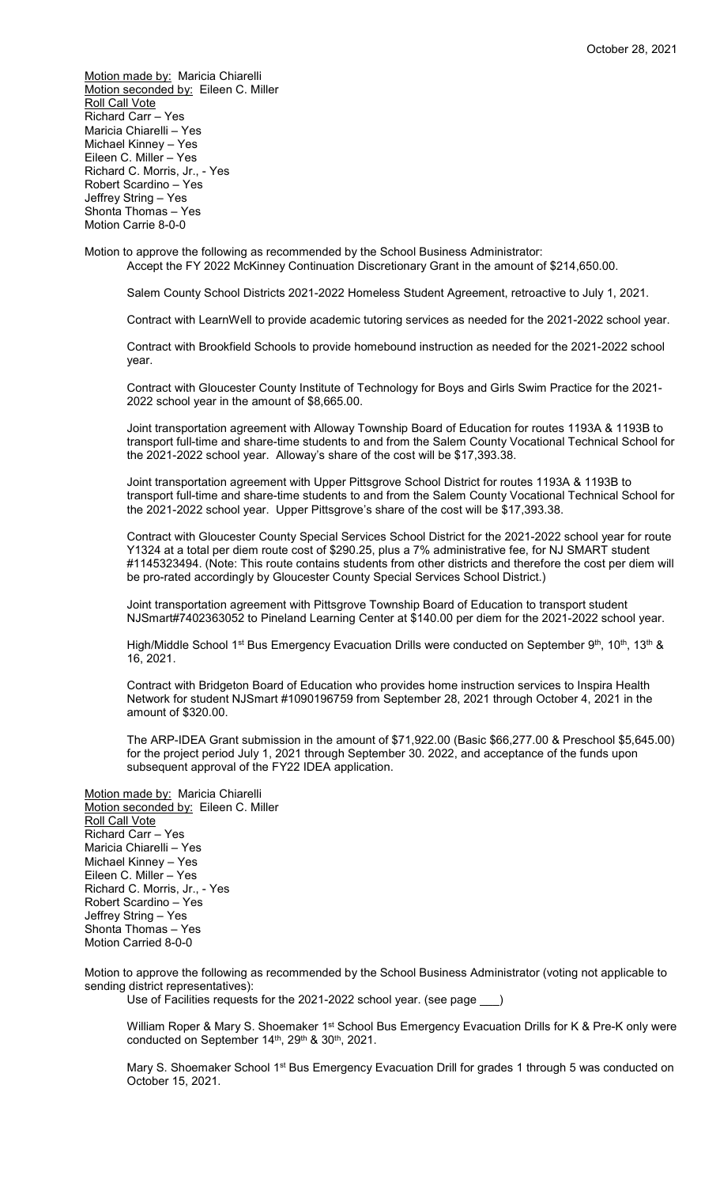<u>Motion made by:</u> Maricia Chiarelli
<u>Motion seconded by:</u> Eileen C. Miller
<u>Roll Call Vote</u>
Richard Carr – Yes
Maricia Chiarelli – Yes
Michael Kinney – Yes
Eileen C. Miller – Yes
Richard C. Morris, Jr., - Yes
Robert Scardino – Yes
Jeffrey String – Yes
Shonta Thomas – Yes
Motion Carrie 8-0-0

Motion to approve the following as recommended by the School Business Administrator:

Accept the FY 2022 McKinney Continuation Discretionary Grant in the amount of $214,650.00.

Salem County School Districts 2021-2022 Homeless Student Agreement, retroactive to July 1, 2021.

Contract with LearnWell to provide academic tutoring services as needed for the 2021-2022 school year.

Contract with Brookfield Schools to provide homebound instruction as needed for the 2021-2022 school year.

Contract with Gloucester County Institute of Technology for Boys and Girls Swim Practice for the 2021-2022 school year in the amount of $8,665.00.

Joint transportation agreement with Alloway Township Board of Education for routes 1193A & 1193B to transport full-time and share-time students to and from the Salem County Vocational Technical School for the 2021-2022 school year. Alloway's share of the cost will be $17,393.38.

Joint transportation agreement with Upper Pittsgrove School District for routes 1193A & 1193B to transport full-time and share-time students to and from the Salem County Vocational Technical School for the 2021-2022 school year. Upper Pittsgrove's share of the cost will be $17,393.38.

Contract with Gloucester County Special Services School District for the 2021-2022 school year for route Y1324 at a total per diem route cost of $290.25, plus a 7% administrative fee, for NJ SMART student #1145323494. (Note: This route contains students from other districts and therefore the cost per diem will be pro-rated accordingly by Gloucester County Special Services School District.)

Joint transportation agreement with Pittsgrove Township Board of Education to transport student NJSmart#7402363052 to Pineland Learning Center at $140.00 per diem for the 2021-2022 school year.

High/Middle School 1st Bus Emergency Evacuation Drills were conducted on September 9th, 10th, 13th & 16, 2021.

Contract with Bridgeton Board of Education who provides home instruction services to Inspira Health Network for student NJSmart #1090196759 from September 28, 2021 through October 4, 2021 in the amount of $320.00.

The ARP-IDEA Grant submission in the amount of $71,922.00 (Basic $66,277.00 & Preschool $5,645.00) for the project period July 1, 2021 through September 30. 2022, and acceptance of the funds upon subsequent approval of the FY22 IDEA application.

<u>Motion made by:</u> Maricia Chiarelli
<u>Motion seconded by:</u> Eileen C. Miller
<u>Roll Call Vote</u>
Richard Carr – Yes
Maricia Chiarelli – Yes
Michael Kinney – Yes
Eileen C. Miller – Yes
Richard C. Morris, Jr., - Yes
Robert Scardino – Yes
Jeffrey String – Yes
Shonta Thomas – Yes
Motion Carried 8-0-0

Motion to approve the following as recommended by the School Business Administrator (voting not applicable to sending district representatives):

Use of Facilities requests for the 2021-2022 school year. (see page \_\_\_)

William Roper & Mary S. Shoemaker 1st School Bus Emergency Evacuation Drills for K & Pre-K only were conducted on September 14th, 29th & 30th, 2021.

Mary S. Shoemaker School 1st Bus Emergency Evacuation Drill for grades 1 through 5 was conducted on October 15, 2021.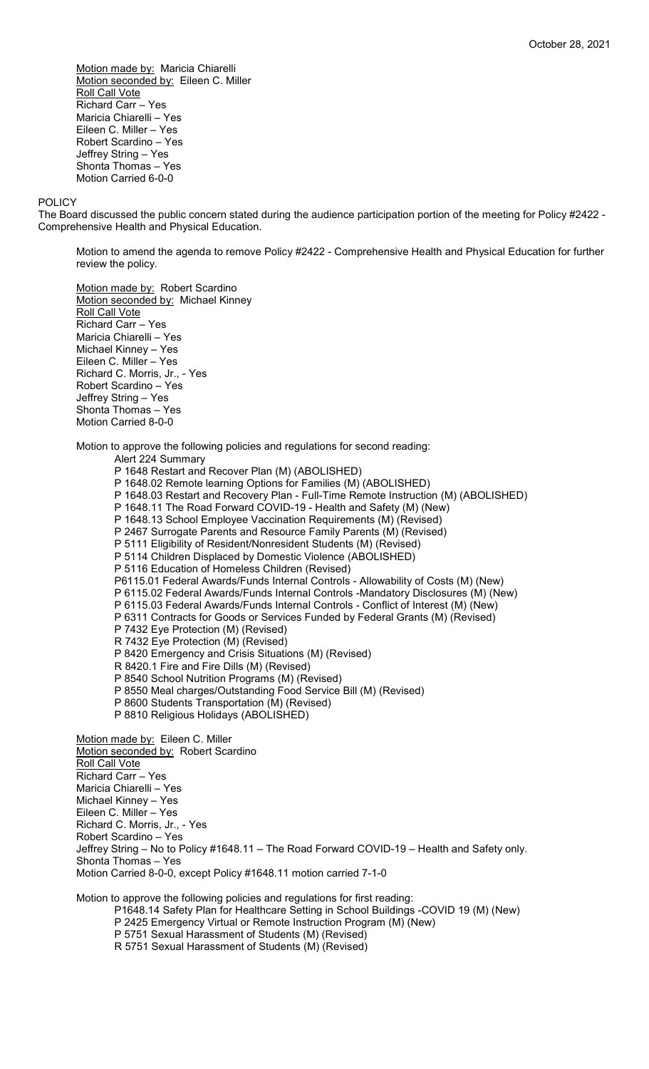<u>Motion made by:</u> Maricia Chiarelli
<u>Motion seconded by:</u> Eileen C. Miller
<u>Roll Call Vote</u>
Richard Carr – Yes
Maricia Chiarelli – Yes
Eileen C. Miller – Yes
Robert Scardino – Yes
Jeffrey String – Yes
Shonta Thomas – Yes
Motion Carried 6-0-0

POLICY

The Board discussed the public concern stated during the audience participation portion of the meeting for Policy #2422 - Comprehensive Health and Physical Education.

Motion to amend the agenda to remove Policy #2422 - Comprehensive Health and Physical Education for further review the policy.

<u>Motion made by:</u> Robert Scardino
<u>Motion seconded by:</u> Michael Kinney
<u>Roll Call Vote</u>
Richard Carr – Yes
Maricia Chiarelli – Yes
Michael Kinney – Yes
Eileen C. Miller – Yes
Richard C. Morris, Jr., - Yes
Robert Scardino – Yes
Jeffrey String – Yes
Shonta Thomas – Yes
Motion Carried 8-0-0

Motion to approve the following policies and regulations for second reading:

- Alert 224 Summary
- P 1648 Restart and Recover Plan (M) (ABOLISHED)
- P 1648.02 Remote learning Options for Families (M) (ABOLISHED)
- P 1648.03 Restart and Recovery Plan - Full-Time Remote Instruction (M) (ABOLISHED)
- P 1648.11 The Road Forward COVID-19 - Health and Safety (M) (New)
- P 1648.13 School Employee Vaccination Requirements (M) (Revised)
- P 2467 Surrogate Parents and Resource Family Parents (M) (Revised)
- P 5111 Eligibility of Resident/Nonresident Students (M) (Revised)
- P 5114 Children Displaced by Domestic Violence (ABOLISHED)
- P 5116 Education of Homeless Children (Revised)
- P6115.01 Federal Awards/Funds Internal Controls - Allowability of Costs (M) (New)
- P 6115.02 Federal Awards/Funds Internal Controls -Mandatory Disclosures (M) (New)
- P 6115.03 Federal Awards/Funds Internal Controls - Conflict of Interest (M) (New)
- P 6311 Contracts for Goods or Services Funded by Federal Grants (M) (Revised)
- P 7432 Eye Protection (M) (Revised)
- R 7432 Eye Protection (M) (Revised)
- P 8420 Emergency and Crisis Situations (M) (Revised)
- R 8420.1 Fire and Fire Dills (M) (Revised)
- P 8540 School Nutrition Programs (M) (Revised)
- P 8550 Meal charges/Outstanding Food Service Bill (M) (Revised)
- P 8600 Students Transportation (M) (Revised)
- P 8810 Religious Holidays (ABOLISHED)

<u>Motion made by:</u> Eileen C. Miller
<u>Motion seconded by:</u> Robert Scardino
<u>Roll Call Vote</u>
Richard Carr – Yes
Maricia Chiarelli – Yes
Michael Kinney – Yes
Eileen C. Miller – Yes
Richard C. Morris, Jr., - Yes
Robert Scardino – Yes
Jeffrey String – No to Policy #1648.11 – The Road Forward COVID-19 – Health and Safety only.
Shonta Thomas – Yes
Motion Carried 8-0-0, except Policy #1648.11 motion carried 7-1-0

Motion to approve the following policies and regulations for first reading:

- P1648.14 Safety Plan for Healthcare Setting in School Buildings -COVID 19 (M) (New)
- P 2425 Emergency Virtual or Remote Instruction Program (M) (New)
- P 5751 Sexual Harassment of Students (M) (Revised)
- R 5751 Sexual Harassment of Students (M) (Revised)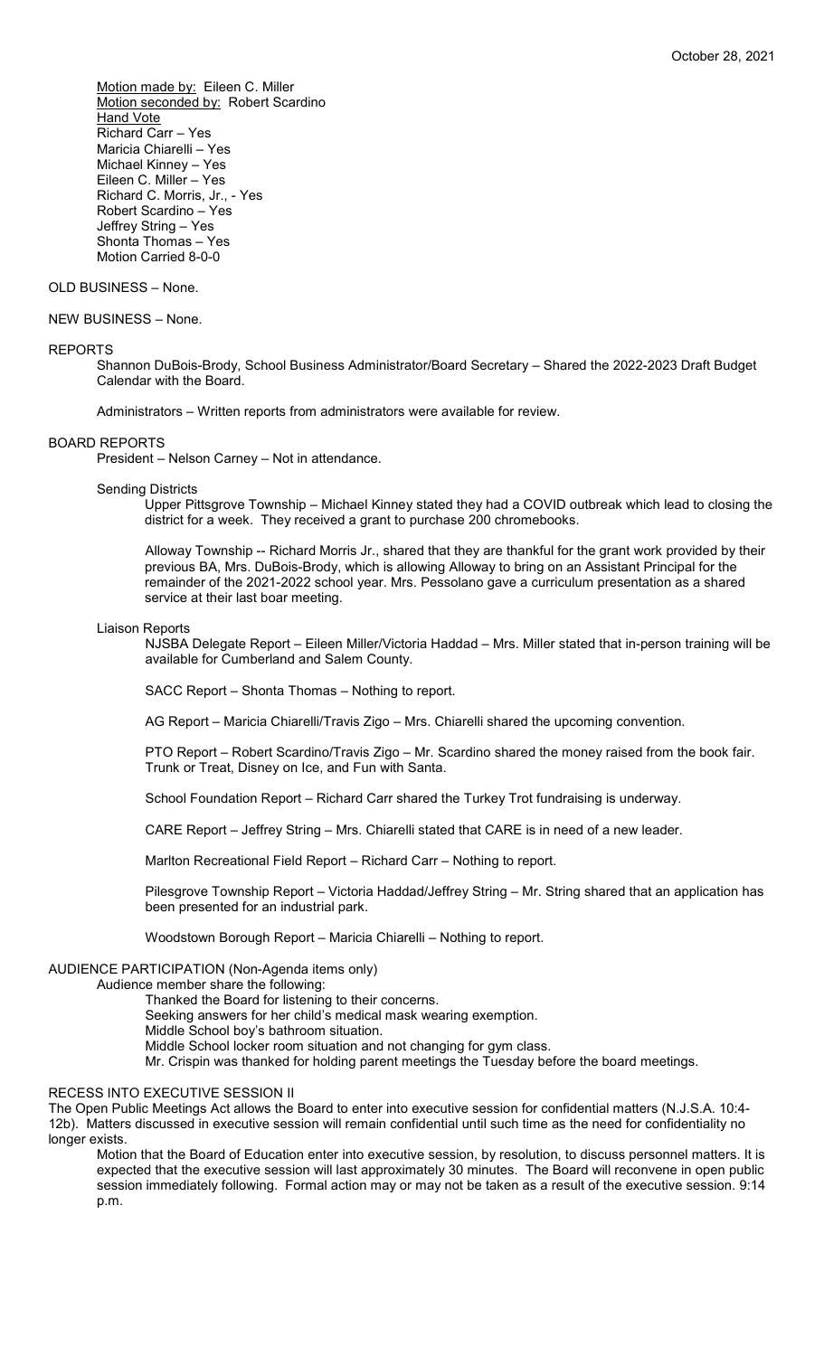Motion made by: Eileen C. Miller
Motion seconded by: Robert Scardino
Hand Vote
Richard Carr – Yes
Maricia Chiarelli – Yes
Michael Kinney – Yes
Eileen C. Miller – Yes
Richard C. Morris, Jr., - Yes
Robert Scardino – Yes
Jeffrey String – Yes
Shonta Thomas – Yes
Motion Carried 8-0-0

OLD BUSINESS – None.

NEW BUSINESS – None.

REPORTS

Shannon DuBois-Brody, School Business Administrator/Board Secretary – Shared the 2022-2023 Draft Budget Calendar with the Board.

Administrators – Written reports from administrators were available for review.

BOARD REPORTS

President – Nelson Carney – Not in attendance.

Sending Districts

Upper Pittsgrove Township – Michael Kinney stated they had a COVID outbreak which lead to closing the district for a week. They received a grant to purchase 200 chromebooks.

Alloway Township -- Richard Morris Jr., shared that they are thankful for the grant work provided by their previous BA, Mrs. DuBois-Brody, which is allowing Alloway to bring on an Assistant Principal for the remainder of the 2021-2022 school year. Mrs. Pessolano gave a curriculum presentation as a shared service at their last boar meeting.

Liaison Reports

NJSBA Delegate Report – Eileen Miller/Victoria Haddad – Mrs. Miller stated that in-person training will be available for Cumberland and Salem County.

SACC Report – Shonta Thomas – Nothing to report.

AG Report – Maricia Chiarelli/Travis Zigo – Mrs. Chiarelli shared the upcoming convention.

PTO Report – Robert Scardino/Travis Zigo – Mr. Scardino shared the money raised from the book fair. Trunk or Treat, Disney on Ice, and Fun with Santa.

School Foundation Report – Richard Carr shared the Turkey Trot fundraising is underway.

CARE Report – Jeffrey String – Mrs. Chiarelli stated that CARE is in need of a new leader.

Marlton Recreational Field Report – Richard Carr – Nothing to report.

Pilesgrove Township Report – Victoria Haddad/Jeffrey String – Mr. String shared that an application has been presented for an industrial park.

Woodstown Borough Report – Maricia Chiarelli – Nothing to report.

AUDIENCE PARTICIPATION (Non-Agenda items only)

Audience member share the following:

Thanked the Board for listening to their concerns.
Seeking answers for her child's medical mask wearing exemption.
Middle School boy's bathroom situation.
Middle School locker room situation and not changing for gym class.
Mr. Crispin was thanked for holding parent meetings the Tuesday before the board meetings.

RECESS INTO EXECUTIVE SESSION II

The Open Public Meetings Act allows the Board to enter into executive session for confidential matters (N.J.S.A. 10:4-12b). Matters discussed in executive session will remain confidential until such time as the need for confidentiality no longer exists.

Motion that the Board of Education enter into executive session, by resolution, to discuss personnel matters. It is expected that the executive session will last approximately 30 minutes. The Board will reconvene in open public session immediately following. Formal action may or may not be taken as a result of the executive session. 9:14 p.m.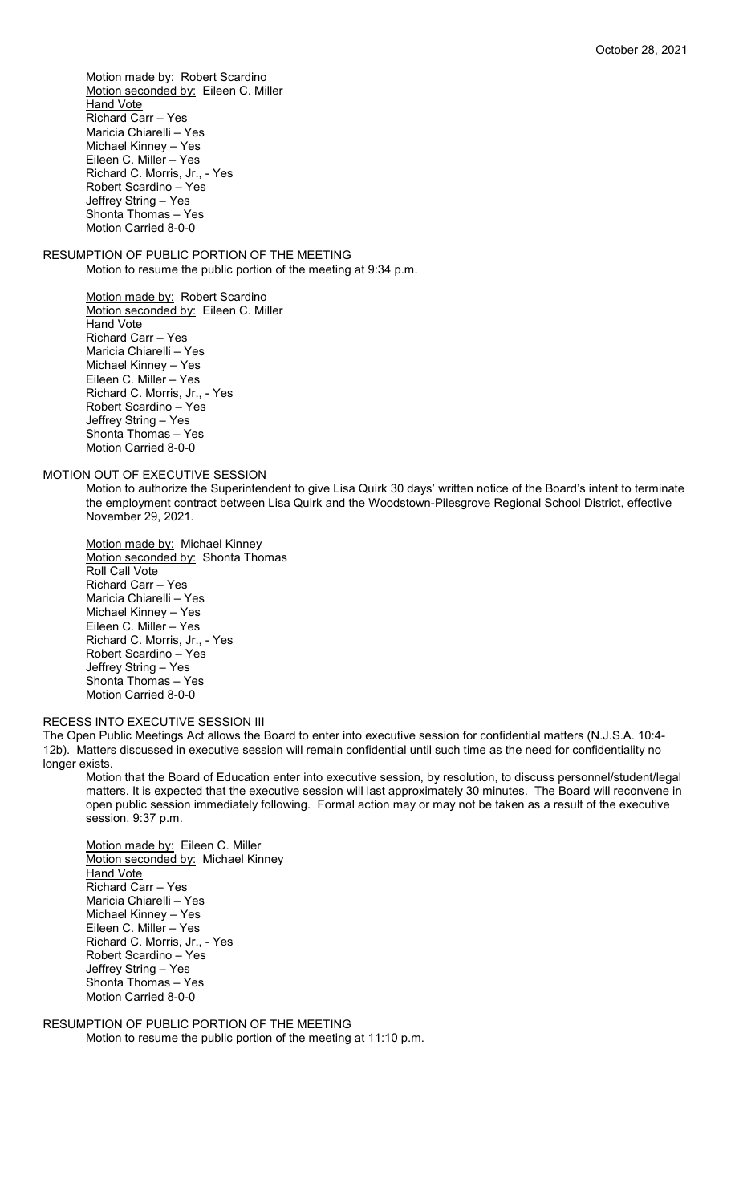Motion made by: Robert Scardino
Motion seconded by: Eileen C. Miller
Hand Vote
Richard Carr – Yes
Maricia Chiarelli – Yes
Michael Kinney – Yes
Eileen C. Miller – Yes
Richard C. Morris, Jr., - Yes
Robert Scardino – Yes
Jeffrey String – Yes
Shonta Thomas – Yes
Motion Carried 8-0-0

RESUMPTION OF PUBLIC PORTION OF THE MEETING

Motion to resume the public portion of the meeting at 9:34 p.m.

Motion made by: Robert Scardino
Motion seconded by: Eileen C. Miller
Hand Vote
Richard Carr – Yes
Maricia Chiarelli – Yes
Michael Kinney – Yes
Eileen C. Miller – Yes
Richard C. Morris, Jr., - Yes
Robert Scardino – Yes
Jeffrey String – Yes
Shonta Thomas – Yes
Motion Carried 8-0-0

MOTION OUT OF EXECUTIVE SESSION

Motion to authorize the Superintendent to give Lisa Quirk 30 days' written notice of the Board's intent to terminate the employment contract between Lisa Quirk and the Woodstown-Pilesgrove Regional School District, effective November 29, 2021.

Motion made by: Michael Kinney
Motion seconded by: Shonta Thomas
Roll Call Vote
Richard Carr – Yes
Maricia Chiarelli – Yes
Michael Kinney – Yes
Eileen C. Miller – Yes
Richard C. Morris, Jr., - Yes
Robert Scardino – Yes
Jeffrey String – Yes
Shonta Thomas – Yes
Motion Carried 8-0-0

RECESS INTO EXECUTIVE SESSION III

The Open Public Meetings Act allows the Board to enter into executive session for confidential matters (N.J.S.A. 10:4-12b). Matters discussed in executive session will remain confidential until such time as the need for confidentiality no longer exists.

Motion that the Board of Education enter into executive session, by resolution, to discuss personnel/student/legal matters. It is expected that the executive session will last approximately 30 minutes. The Board will reconvene in open public session immediately following. Formal action may or may not be taken as a result of the executive session. 9:37 p.m.

Motion made by: Eileen C. Miller
Motion seconded by: Michael Kinney
Hand Vote
Richard Carr – Yes
Maricia Chiarelli – Yes
Michael Kinney – Yes
Eileen C. Miller – Yes
Richard C. Morris, Jr., - Yes
Robert Scardino – Yes
Jeffrey String – Yes
Shonta Thomas – Yes
Motion Carried 8-0-0

RESUMPTION OF PUBLIC PORTION OF THE MEETING

Motion to resume the public portion of the meeting at 11:10 p.m.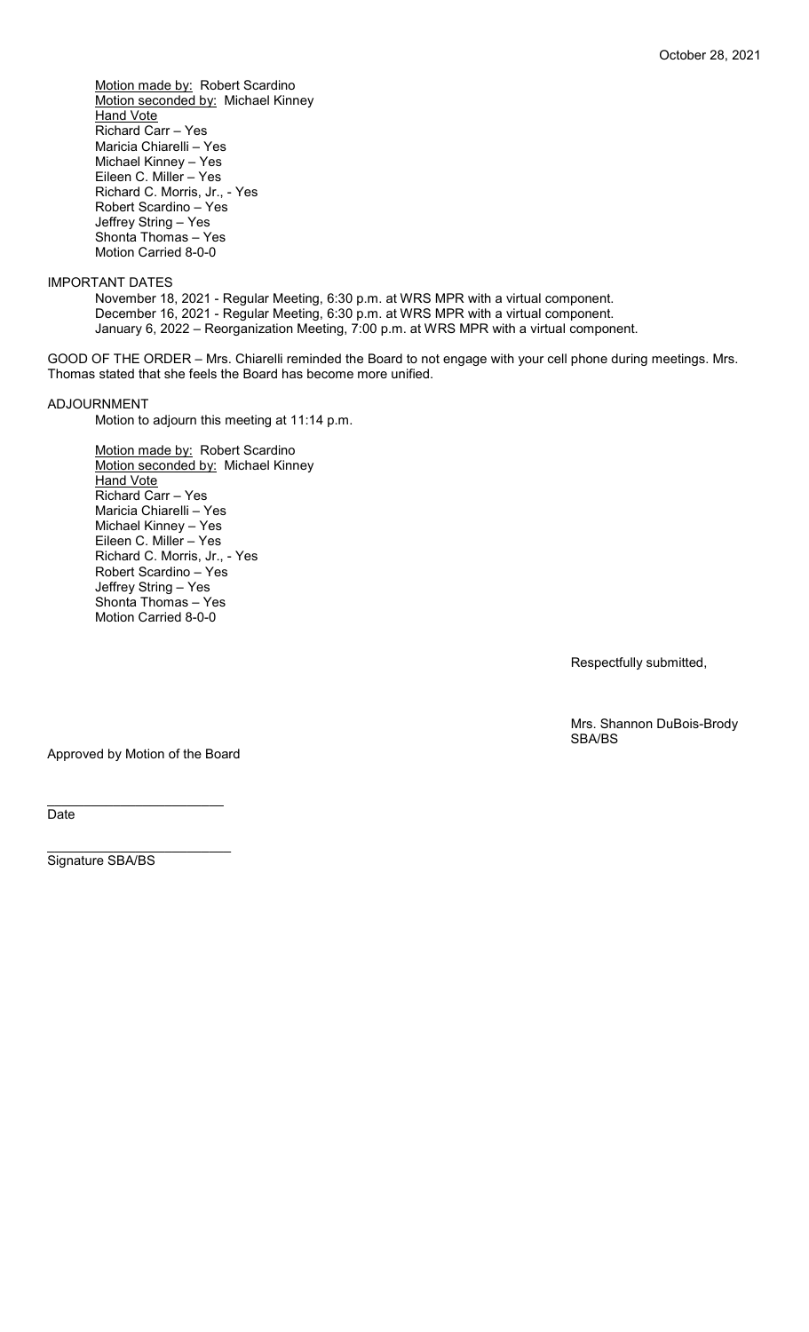Motion made by: Robert Scardino
Motion seconded by: Michael Kinney
Hand Vote
Richard Carr – Yes
Maricia Chiarelli – Yes
Michael Kinney – Yes
Eileen C. Miller – Yes
Richard C. Morris, Jr., - Yes
Robert Scardino – Yes
Jeffrey String – Yes
Shonta Thomas – Yes
Motion Carried 8-0-0

IMPORTANT DATES

November 18, 2021 - Regular Meeting, 6:30 p.m. at WRS MPR with a virtual component.
December 16, 2021 - Regular Meeting, 6:30 p.m. at WRS MPR with a virtual component.
January 6, 2022 – Reorganization Meeting, 7:00 p.m. at WRS MPR with a virtual component.

GOOD OF THE ORDER – Mrs. Chiarelli reminded the Board to not engage with your cell phone during meetings. Mrs. Thomas stated that she feels the Board has become more unified.

ADJOURNMENT

Motion to adjourn this meeting at 11:14 p.m.

Motion made by: Robert Scardino
Motion seconded by: Michael Kinney
Hand Vote
Richard Carr – Yes
Maricia Chiarelli – Yes
Michael Kinney – Yes
Eileen C. Miller – Yes
Richard C. Morris, Jr., - Yes
Robert Scardino – Yes
Jeffrey String – Yes
Shonta Thomas – Yes
Motion Carried 8-0-0

Respectfully submitted,

Mrs. Shannon DuBois-Brody
SBA/BS

Approved by Motion of the Board

_________________________
Date

_________________________
Signature SBA/BS